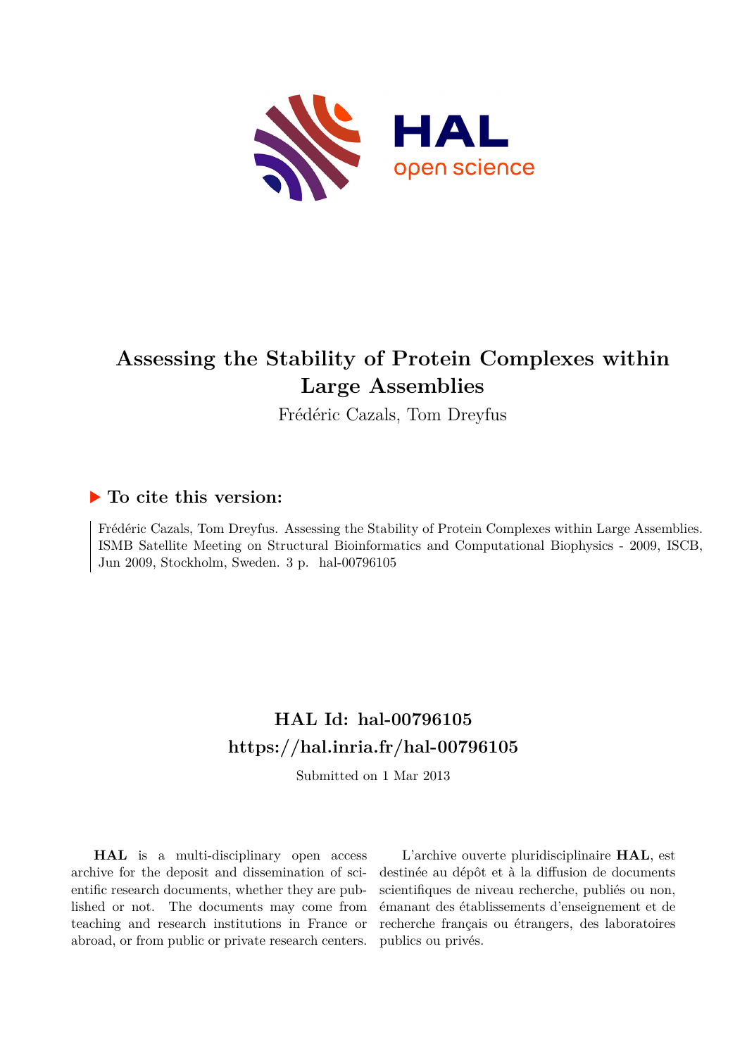# Assessing the Stability of Protein Complexes within Large Assemblies

Frédéric Cazals, Tom Dreyfus

## ▶ To cite this version:

Frédéric Cazals, Tom Dreyfus. Assessing the Stability of Protein Complexes within Large Assemblies. ISMB Satellite Meeting on Structural Bioinformatics and Computational Biophysics - 2009, ISCB, Jun 2009, Stockholm, Sweden. 3 p. hal-00796105

## HAL Id: hal-00796105
## https://hal.inria.fr/hal-00796105

Submitted on 1 Mar 2013

**HAL** is a multi-disciplinary open access archive for the deposit and dissemination of scientific research documents, whether they are published or not. The documents may come from teaching and research institutions in France or abroad, or from public or private research centers.

L'archive ouverte pluridisciplinaire **HAL**, est destinée au dépôt et à la diffusion de documents scientifiques de niveau recherche, publiés ou non, émanant des établissements d'enseignement et de recherche français ou étrangers, des laboratoires publics ou privés.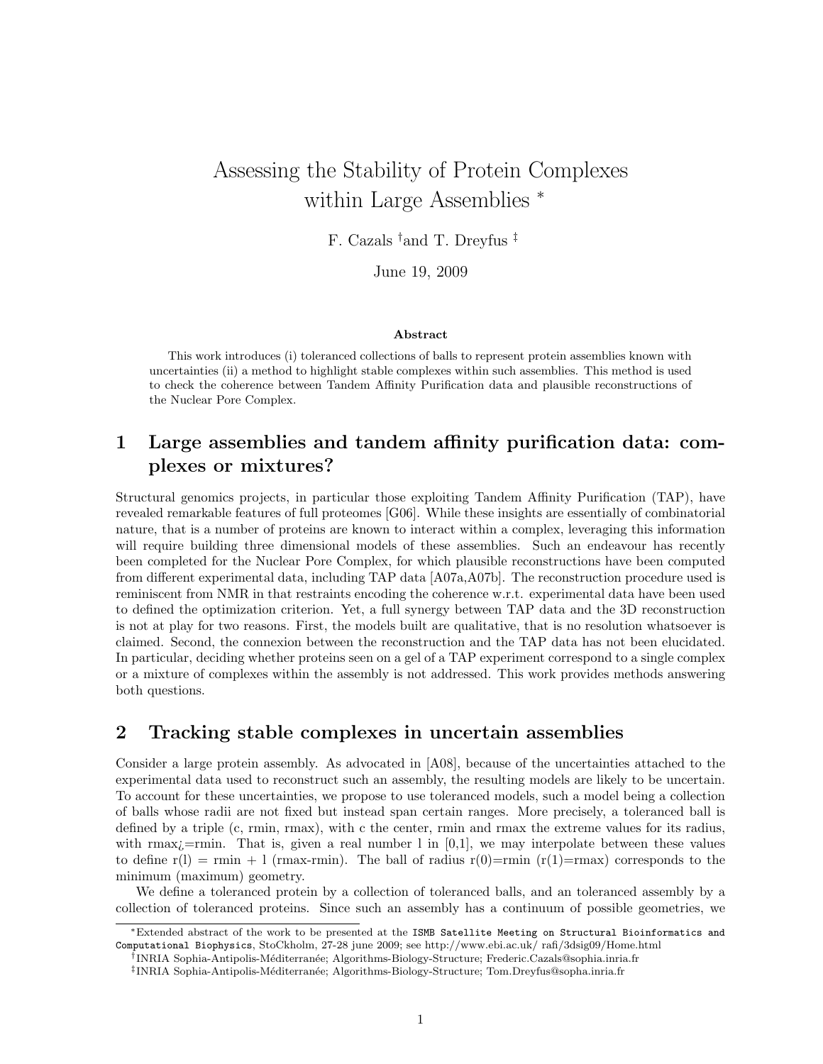// Assessing the Stability of Protein Complexes within Large Assemblies *

F. Cazals [†] and T. Dreyfus [‡]

June 19, 2009

**Abstract**

This work introduces (i) toleranced collections of balls to represent protein assemblies known with uncertainties (ii) a method to highlight stable complexes within such assemblies. This method is used to check the coherence between Tandem Affinity Purification data and plausible reconstructions of the Nuclear Pore Complex.

## 1 Large assemblies and tandem affinity purification data: complexes or mixtures?

Structural genomics projects, in particular those exploiting Tandem Affinity Purification (TAP), have revealed remarkable features of full proteomes [G06]. While these insights are essentially of combinatorial nature, that is a number of proteins are known to interact within a complex, leveraging this information will require building three dimensional models of these assemblies. Such an endeavour has recently been completed for the Nuclear Pore Complex, for which plausible reconstructions have been computed from different experimental data, including TAP data [A07a,A07b]. The reconstruction procedure used is reminiscent from NMR in that restraints encoding the coherence w.r.t. experimental data have been used to defined the optimization criterion. Yet, a full synergy between TAP data and the 3D reconstruction is not at play for two reasons. First, the models built are qualitative, that is no resolution whatsoever is claimed. Second, the connexion between the reconstruction and the TAP data has not been elucidated. In particular, deciding whether proteins seen on a gel of a TAP experiment correspond to a single complex or a mixture of complexes within the assembly is not addressed. This work provides methods answering both questions.

## 2 Tracking stable complexes in uncertain assemblies

Consider a large protein assembly. As advocated in [A08], because of the uncertainties attached to the experimental data used to reconstruct such an assembly, the resulting models are likely to be uncertain. To account for these uncertainties, we propose to use toleranced models, such a model being a collection of balls whose radii are not fixed but instead span certain ranges. More precisely, a toleranced ball is defined by a triple (c, rmin, rmax), with c the center, rmin and rmax the extreme values for its radius, with rmax¿=rmin. That is, given a real number l in [0,1], we may interpolate between these values to define r(l) = rmin + l (rmax-rmin). The ball of radius r(0)=rmin (r(1)=rmax) corresponds to the minimum (maximum) geometry.

We define a toleranced protein by a collection of toleranced balls, and an toleranced assembly by a collection of toleranced proteins. Since such an assembly has a continuum of possible geometries, we

---

*Extended abstract of the work to be presented at the ISMB Satellite Meeting on Structural Bioinformatics and Computational Biophysics, StoCkholm, 27-28 june 2009; see http://www.ebi.ac.uk/ rafi/3dsig09/Home.html

†INRIA Sophia-Antipolis-Méditeranée; Algorithms-Biology-Structure; Frederic.Cazals@sophia.inria.fr

‡INRIA Sophia-Antipolis-Méditeranée; Algorithms-Biology-Structure; Tom.Dreyfus@sopha.inria.fr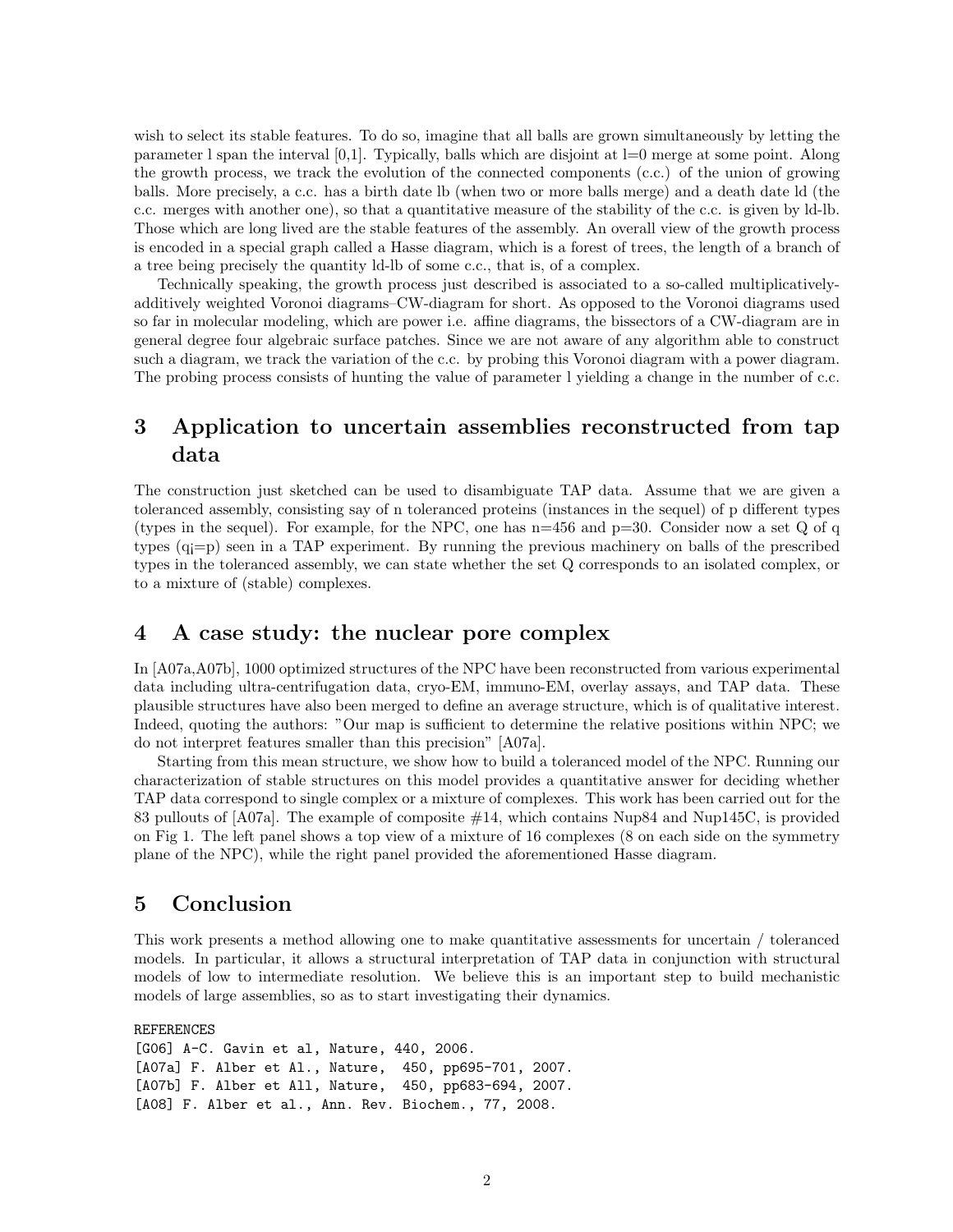wish to select its stable features. To do so, imagine that all balls are grown simultaneously by letting the parameter l span the interval [0,1]. Typically, balls which are disjoint at l=0 merge at some point. Along the growth process, we track the evolution of the connected components (c.c.) of the union of growing balls. More precisely, a c.c. has a birth date lb (when two or more balls merge) and a death date ld (the c.c. merges with another one), so that a quantitative measure of the stability of the c.c. is given by ld-lb. Those which are long lived are the stable features of the assembly. An overall view of the growth process is encoded in a special graph called a Hasse diagram, which is a forest of trees, the length of a branch of a tree being precisely the quantity ld-lb of some c.c., that is, of a complex.

Technically speaking, the growth process just described is associated to a so-called multiplicatively-additively weighted Voronoi diagrams–CW-diagram for short. As opposed to the Voronoi diagrams used so far in molecular modeling, which are power i.e. affine diagrams, the bissectors of a CW-diagram are in general degree four algebraic surface patches. Since we are not aware of any algorithm able to construct such a diagram, we track the variation of the c.c. by probing this Voronoi diagram with a power diagram. The probing process consists of hunting the value of parameter l yielding a change in the number of c.c.

# 3 Application to uncertain assemblies reconstructed from tap data

The construction just sketched can be used to disambiguate TAP data. Assume that we are given a toleranced assembly, consisting say of n toleranced proteins (instances in the sequel) of p different types (types in the sequel). For example, for the NPC, one has n=456 and p=30. Consider now a set Q of q types (q¡=p) seen in a TAP experiment. By running the previous machinery on balls of the prescribed types in the toleranced assembly, we can state whether the set Q corresponds to an isolated complex, or to a mixture of (stable) complexes.

# 4 A case study: the nuclear pore complex

In [A07a,A07b], 1000 optimized structures of the NPC have been reconstructed from various experimental data including ultra-centrifugation data, cryo-EM, immuno-EM, overlay assays, and TAP data. These plausible structures have also been merged to define an average structure, which is of qualitative interest. Indeed, quoting the authors: "Our map is sufficient to determine the relative positions within NPC; we do not interpret features smaller than this precision" [A07a].

Starting from this mean structure, we show how to build a toleranced model of the NPC. Running our characterization of stable structures on this model provides a quantitative answer for deciding whether TAP data correspond to single complex or a mixture of complexes. This work has been carried out for the 83 pullouts of [A07a]. The example of composite #14, which contains Nup84 and Nup145C, is provided on Fig 1. The left panel shows a top view of a mixture of 16 complexes (8 on each side on the symmetry plane of the NPC), while the right panel provided the aforementioned Hasse diagram.

# 5 Conclusion

This work presents a method allowing one to make quantitative assessments for uncertain / toleranced models. In particular, it allows a structural interpretation of TAP data in conjunction with structural models of low to intermediate resolution. We believe this is an important step to build mechanistic models of large assemblies, so as to start investigating their dynamics.

REFERENCES

[G06] A-C. Gavin et al, Nature, 440, 2006.

[A07a] F. Alber et Al., Nature, 450, pp695-701, 2007.

[A07b] F. Alber et All, Nature, 450, pp683-694, 2007.

[A08] F. Alber et al., Ann. Rev. Biochem., 77, 2008.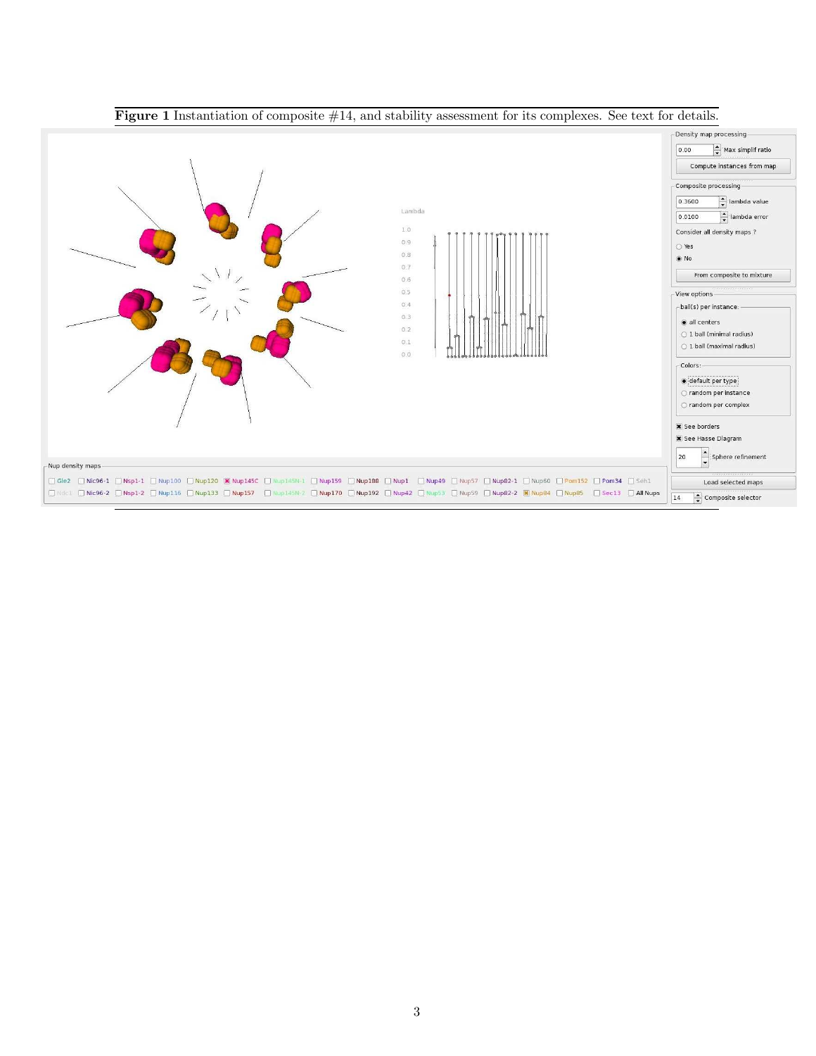**Figure 1** Instantiation of composite #14, and stability assessment for its complexes. See text for details.

Lambda

1.0

0.9

0.8

0.7

0.6

0.5

0.4

0.3

0.2

0.1

0.0

Density map processing

0.00 Max simplif ratio

Compute instances from map

Composite processing

0.3600 lambda value

0.0100 lambda error

Consider all density maps ?

Yes

No

From composite to mixture

View options

ball(s) per instance:

all centers

1 ball (minimal radius)

1 ball (maximal radius)

Colors:

default per type

random per instance

random per complex

See borders

See Hasse Diagram

20 Sphere refinement

Load selected maps

14 Composite selector

Nup density maps

Gle2 Nic96-1 Nsp1-1 Nup100 Nup120 Nup145C Nup145N-1 Nup159 Nup188 Nup1 Nup49 Nup57 Nup82-1 Nup60 Pom152 Pom34 Seh1

Ndc1 Nic96-2 Nsp1-2 Nup116 Nup133 Nup157 Nup145N-2 Nup170 Nup192 Nup42 Nup53 Nup59 Nup82-2 Nup84 Nup85 Sec13 All Nups